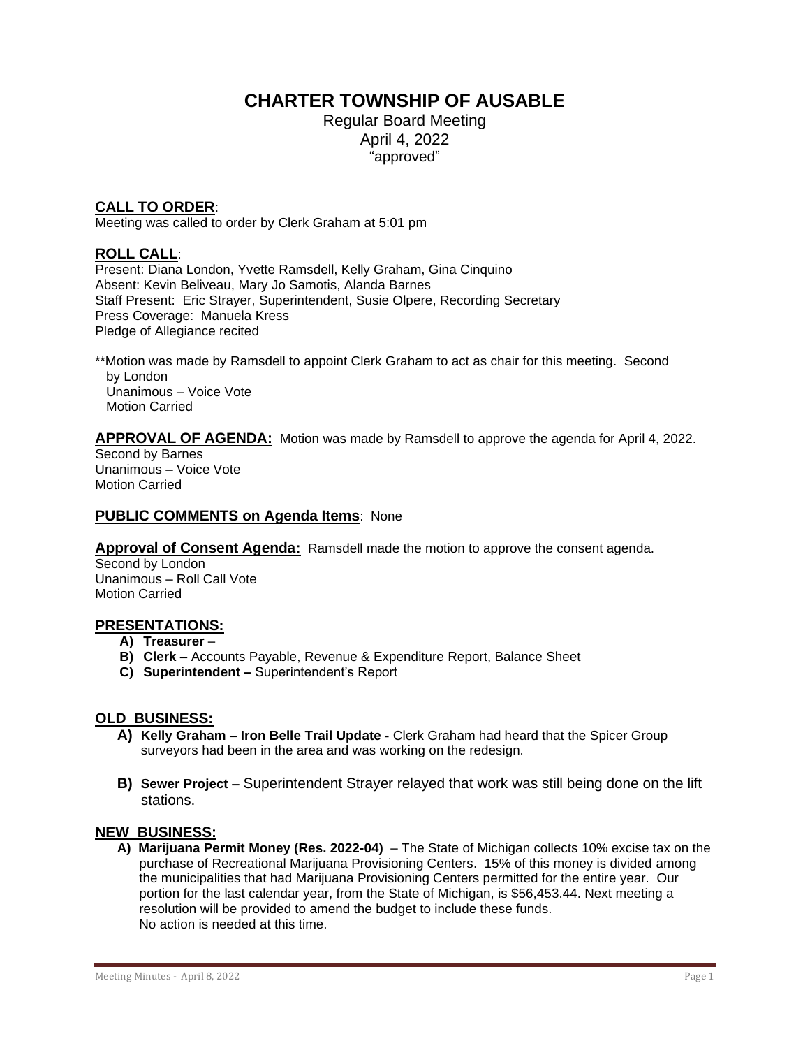# CHARTER TOWNSHIP OF AUSABLE

Regular Board Meeting
April 4, 2022
"approved"

**CALL TO ORDER**:
Meeting was called to order by Clerk Graham at 5:01 pm

**ROLL CALL**:
Present: Diana London, Yvette Ramsdell, Kelly Graham, Gina Cinquino
Absent: Kevin Beliveau, Mary Jo Samotis, Alanda Barnes
Staff Present: Eric Strayer, Superintendent, Susie Olpere, Recording Secretary
Press Coverage: Manuela Kress
Pledge of Allegiance recited

**Motion was made by Ramsdell to appoint Clerk Graham to act as chair for this meeting. Second by London
Unanimous – Voice Vote
Motion Carried

**APPROVAL OF AGENDA:** Motion was made by Ramsdell to approve the agenda for April 4, 2022.
Second by Barnes
Unanimous – Voice Vote
Motion Carried

**PUBLIC COMMENTS on Agenda Items**: None

**Approval of Consent Agenda:** Ramsdell made the motion to approve the consent agenda.
Second by London
Unanimous – Roll Call Vote
Motion Carried

**PRESENTATIONS:**

- **A) Treasurer** –
- **B) Clerk –** Accounts Payable, Revenue & Expenditure Report, Balance Sheet
- **C) Superintendent –** Superintendent's Report

**OLD BUSINESS:**

- **A) Kelly Graham – Iron Belle Trail Update -** Clerk Graham had heard that the Spicer Group surveyors had been in the area and was working on the redesign.
- **B) Sewer Project –** Superintendent Strayer relayed that work was still being done on the lift stations.

**NEW BUSINESS:**

- **A) Marijuana Permit Money (Res. 2022-04)** – The State of Michigan collects 10% excise tax on the purchase of Recreational Marijuana Provisioning Centers. 15% of this money is divided among the municipalities that had Marijuana Provisioning Centers permitted for the entire year. Our portion for the last calendar year, from the State of Michigan, is $56,453.44. Next meeting a resolution will be provided to amend the budget to include these funds.
  No action is needed at this time.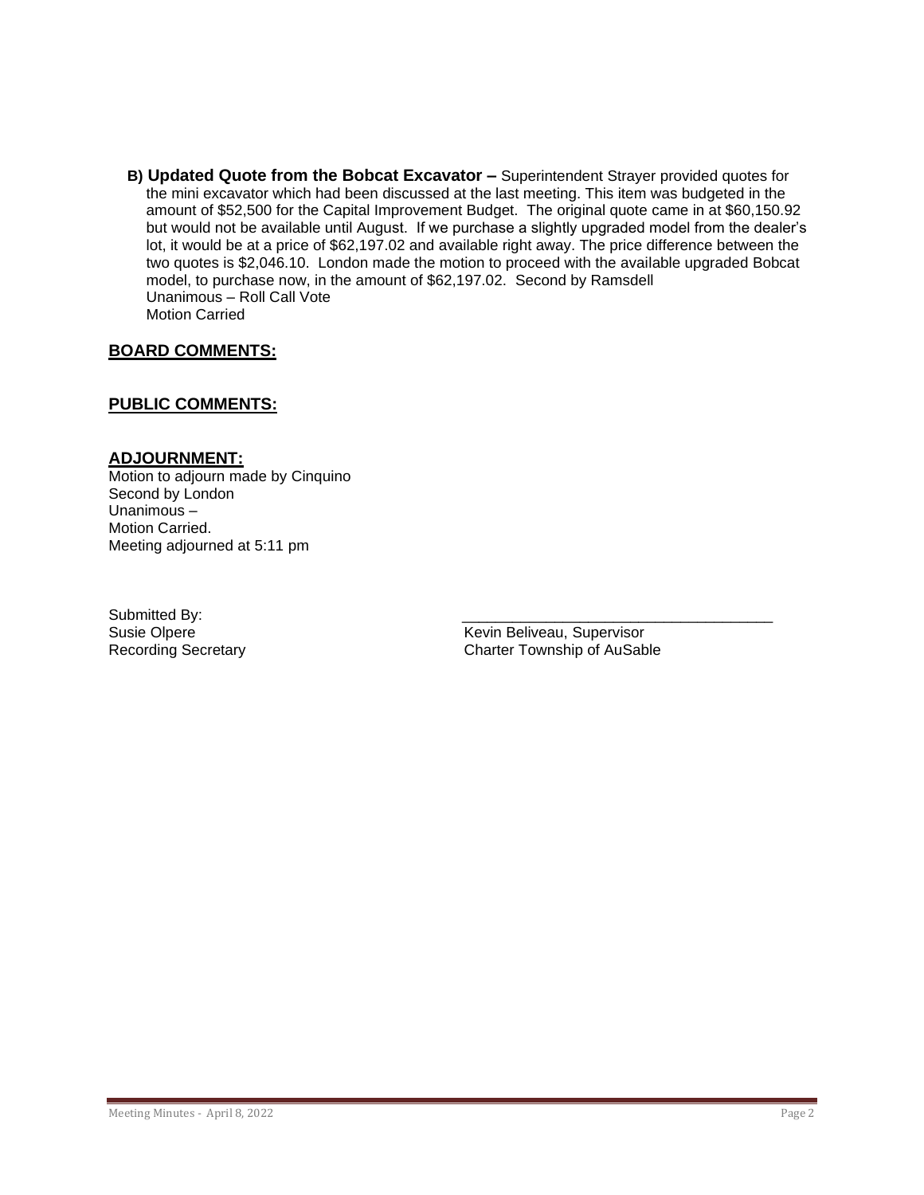**B) Updated Quote from the Bobcat Excavator –** Superintendent Strayer provided quotes for the mini excavator which had been discussed at the last meeting. This item was budgeted in the amount of $52,500 for the Capital Improvement Budget. The original quote came in at $60,150.92 but would not be available until August. If we purchase a slightly upgraded model from the dealer's lot, it would be at a price of $62,197.02 and available right away. The price difference between the two quotes is $2,046.10. London made the motion to proceed with the available upgraded Bobcat model, to purchase now, in the amount of $62,197.02. Second by Ramsdell
Unanimous – Roll Call Vote
Motion Carried

## BOARD COMMENTS:

## PUBLIC COMMENTS:

## ADJOURNMENT:

Motion to adjourn made by Cinquino
Second by London
Unanimous –
Motion Carried.
Meeting adjourned at 5:11 pm

Submitted By:
Susie Olpere
Recording Secretary

_____________________________________
Kevin Beliveau, Supervisor
Charter Township of AuSable